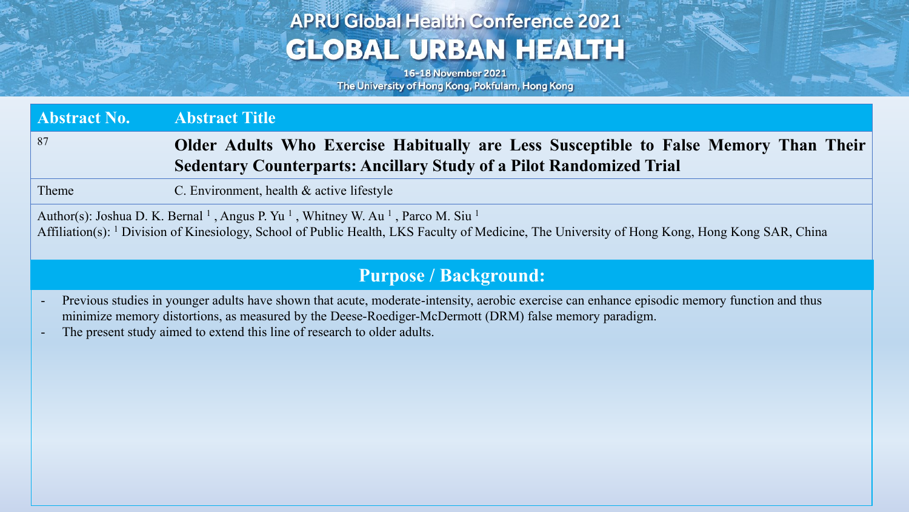# APRU Global Health Conference 2021

## GLOBAL URBAN HEALTH

16-18 November 2021
The University of Hong Kong, Pokfulam, Hong Kong

| Abstract No. | Abstract Title |
| --- | --- |
| 87 | **Older Adults Who Exercise Habitually are Less Susceptible to False Memory Than Their Sedentary Counterparts: Ancillary Study of a Pilot Randomized Trial** |
| Theme | C. Environment, health & active lifestyle |

Author(s): Joshua D. K. Bernal [1] , Angus P. Yu [1] , Whitney W. Au [1] , Parco M. Siu [1]
Affiliation(s): [1] Division of Kinesiology, School of Public Health, LKS Faculty of Medicine, The University of Hong Kong, Hong Kong SAR, China

## Purpose / Background:

- Previous studies in younger adults have shown that acute, moderate-intensity, aerobic exercise can enhance episodic memory function and thus minimize memory distortions, as measured by the Deese-Roediger-McDermott (DRM) false memory paradigm.
- The present study aimed to extend this line of research to older adults.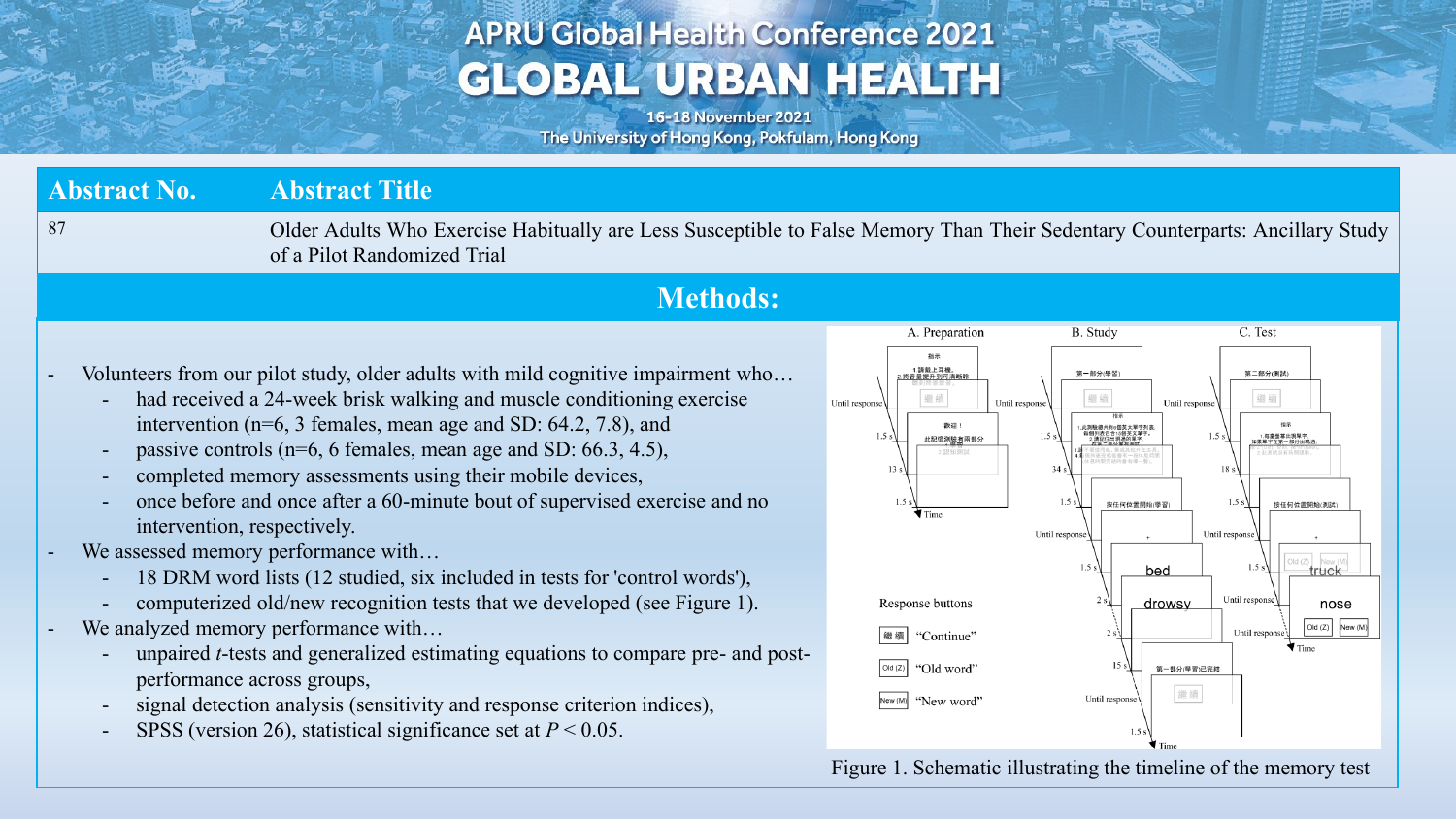| Abstract No. | Abstract Title |
| --- | --- |
| 87 | Older Adults Who Exercise Habitually are Less Susceptible to False Memory Than Their Sedentary Counterparts: Ancillary Study of a Pilot Randomized Trial |

## Methods:

- Volunteers from our pilot study, older adults with mild cognitive impairment who…
  - had received a 24-week brisk walking and muscle conditioning exercise intervention (n=6, 3 females, mean age and SD: 64.2, 7.8), and
  - passive controls (n=6, 6 females, mean age and SD: 66.3, 4.5),
  - completed memory assessments using their mobile devices,
  - once before and once after a 60-minute bout of supervised exercise and no intervention, respectively.
- We assessed memory performance with…
  - 18 DRM word lists (12 studied, six included in tests for 'control words'),
  - computerized old/new recognition tests that we developed (see Figure 1).
- We analyzed memory performance with…
  - unpaired *t*-tests and generalized estimating equations to compare pre- and post-performance across groups,
  - signal detection analysis (sensitivity and response criterion indices),
  - SPSS (version 26), statistical significance set at $P < 0.05$.

Figure 1. Schematic illustrating the timeline of the memory test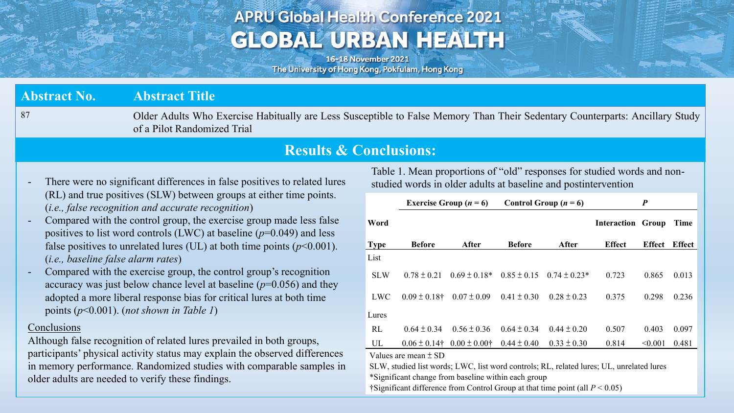# APRU Global Health Conference 2021

# GLOBAL URBAN HEALTH

16-18 November 2021
The University of Hong Kong, Pokfulam, Hong Kong

| Abstract No. | Abstract Title |
|---|---|
| 87 | Older Adults Who Exercise Habitually are Less Susceptible to False Memory Than Their Sedentary Counterparts: Ancillary Study of a Pilot Randomized Trial |

## Results & Conclusions:

- There were no significant differences in false positives to related lures (RL) and true positives (SLW) between groups at either time points. (*i.e., false recognition and accurate recognition*)
- Compared with the control group, the exercise group made less false positives to list word controls (LWC) at baseline ($p$=0.049) and less false positives to unrelated lures (UL) at both time points ($p$<0.001). (*i.e., baseline false alarm rates*)
- Compared with the exercise group, the control group's recognition accuracy was just below chance level at baseline ($p$=0.056) and they adopted a more liberal response bias for critical lures at both time points ($p$<0.001). (*not shown in Table 1*)

<u>Conclusions</u>

Although false recognition of related lures prevailed in both groups, participants' physical activity status may explain the observed differences in memory performance. Randomized studies with comparable samples in older adults are needed to verify these findings.

Table 1. Mean proportions of "old" responses for studied words and non-studied words in older adults at baseline and postintervention

| | Exercise Group ($n$ = 6) | | Control Group ($n$ = 6) | | $P$ | | |
|---|---|---|---|---|---|---|---|
| Word Type | Before | After | Before | After | Interaction Effect | Group Effect | Time Effect |
| List | | | | | | | |
| SLW | 0.78 ± 0.21 | 0.69 ± 0.18* | 0.85 ± 0.15 | 0.74 ± 0.23* | 0.723 | 0.865 | 0.013 |
| LWC | 0.09 ± 0.18† | 0.07 ± 0.09 | 0.41 ± 0.30 | 0.28 ± 0.23 | 0.375 | 0.298 | 0.236 |
| Lures | | | | | | | |
| RL | 0.64 ± 0.34 | 0.56 ± 0.36 | 0.64 ± 0.34 | 0.44 ± 0.20 | 0.507 | 0.403 | 0.097 |
| UL | 0.06 ± 0.14† | 0.00 ± 0.00† | 0.44 ± 0.40 | 0.33 ± 0.30 | 0.814 | <0.001 | 0.481 |

Values are mean ± SD

SLW, studied list words; LWC, list word controls; RL, related lures; UL, unrelated lures

*Significant change from baseline within each group

†Significant difference from Control Group at that time point (all $P$ < 0.05)